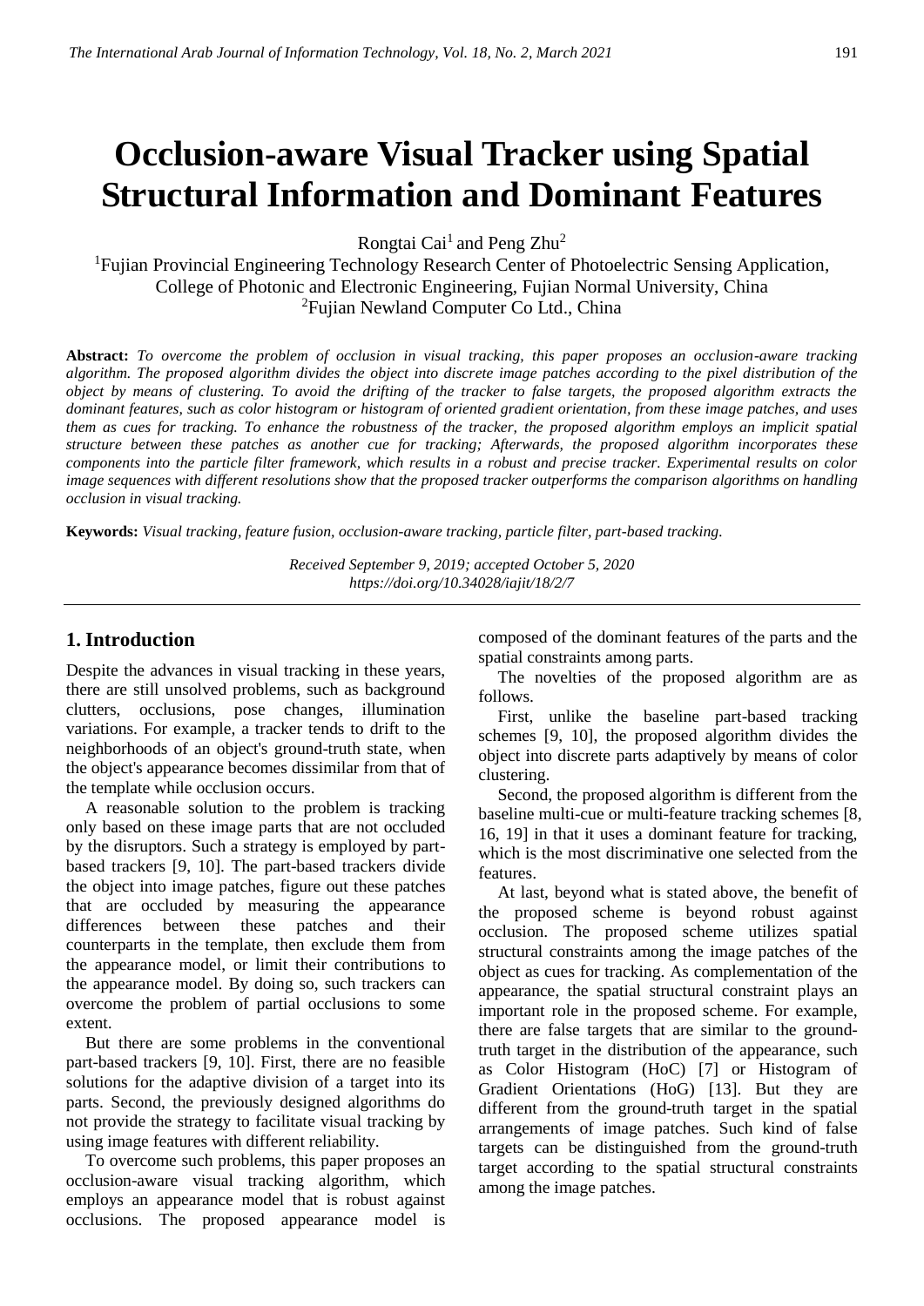# Occlusion-aware Visual Tracker using Spatial Structural Information and Dominant Features

Rongtai Cai[1] and Peng Zhu[2]

[1]Fujian Provincial Engineering Technology Research Center of Photoelectric Sensing Application, College of Photonic and Electronic Engineering, Fujian Normal University, China

[2]Fujian Newland Computer Co Ltd., China

**Abstract:** *To overcome the problem of occlusion in visual tracking, this paper proposes an occlusion-aware tracking algorithm. The proposed algorithm divides the object into discrete image patches according to the pixel distribution of the object by means of clustering. To avoid the drifting of the tracker to false targets, the proposed algorithm extracts the dominant features, such as color histogram or histogram of oriented gradient orientation, from these image patches, and uses them as cues for tracking. To enhance the robustness of the tracker, the proposed algorithm employs an implicit spatial structure between these patches as another cue for tracking; Afterwards, the proposed algorithm incorporates these components into the particle filter framework, which results in a robust and precise tracker. Experimental results on color image sequences with different resolutions show that the proposed tracker outperforms the comparison algorithms on handling occlusion in visual tracking.*

**Keywords:** *Visual tracking, feature fusion, occlusion-aware tracking, particle filter, part-based tracking.*

*Received September 9, 2019; accepted October 5, 2020*
*https://doi.org/10.34028/iajit/18/2/7*

## 1. Introduction

Despite the advances in visual tracking in these years, there are still unsolved problems, such as background clutters, occlusions, pose changes, illumination variations. For example, a tracker tends to drift to the neighborhoods of an object's ground-truth state, when the object's appearance becomes dissimilar from that of the template while occlusion occurs.

A reasonable solution to the problem is tracking only based on these image parts that are not occluded by the disruptors. Such a strategy is employed by part-based trackers [9, 10]. The part-based trackers divide the object into image patches, figure out these patches that are occluded by measuring the appearance differences between these patches and their counterparts in the template, then exclude them from the appearance model, or limit their contributions to the appearance model. By doing so, such trackers can overcome the problem of partial occlusions to some extent.

But there are some problems in the conventional part-based trackers [9, 10]. First, there are no feasible solutions for the adaptive division of a target into its parts. Second, the previously designed algorithms do not provide the strategy to facilitate visual tracking by using image features with different reliability.

To overcome such problems, this paper proposes an occlusion-aware visual tracking algorithm, which employs an appearance model that is robust against occlusions. The proposed appearance model is composed of the dominant features of the parts and the spatial constraints among parts.

The novelties of the proposed algorithm are as follows.

First, unlike the baseline part-based tracking schemes [9, 10], the proposed algorithm divides the object into discrete parts adaptively by means of color clustering.

Second, the proposed algorithm is different from the baseline multi-cue or multi-feature tracking schemes [8, 16, 19] in that it uses a dominant feature for tracking, which is the most discriminative one selected from the features.

At last, beyond what is stated above, the benefit of the proposed scheme is beyond robust against occlusion. The proposed scheme utilizes spatial structural constraints among the image patches of the object as cues for tracking. As complementation of the appearance, the spatial structural constraint plays an important role in the proposed scheme. For example, there are false targets that are similar to the ground-truth target in the distribution of the appearance, such as Color Histogram (HoC) [7] or Histogram of Gradient Orientations (HoG) [13]. But they are different from the ground-truth target in the spatial arrangements of image patches. Such kind of false targets can be distinguished from the ground-truth target according to the spatial structural constraints among the image patches.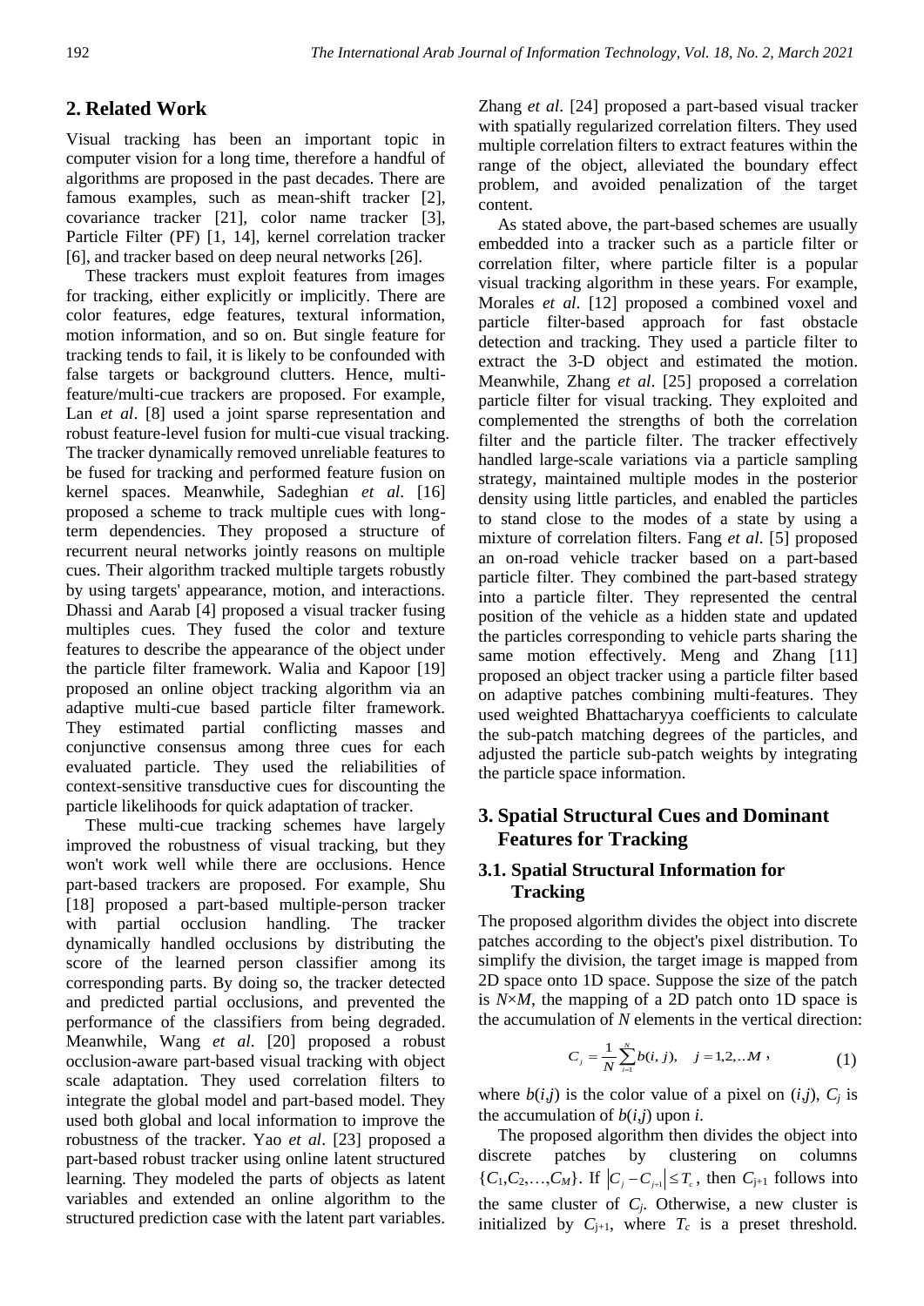## 2. Related Work

Visual tracking has been an important topic in computer vision for a long time, therefore a handful of algorithms are proposed in the past decades. There are famous examples, such as mean-shift tracker [2], covariance tracker [21], color name tracker [3], Particle Filter (PF) [1, 14], kernel correlation tracker [6], and tracker based on deep neural networks [26].

These trackers must exploit features from images for tracking, either explicitly or implicitly. There are color features, edge features, textural information, motion information, and so on. But single feature for tracking tends to fail, it is likely to be confounded with false targets or background clutters. Hence, multi-feature/multi-cue trackers are proposed. For example, Lan *et al*. [8] used a joint sparse representation and robust feature-level fusion for multi-cue visual tracking. The tracker dynamically removed unreliable features to be fused for tracking and performed feature fusion on kernel spaces. Meanwhile, Sadeghian *et al*. [16] proposed a scheme to track multiple cues with long-term dependencies. They proposed a structure of recurrent neural networks jointly reasons on multiple cues. Their algorithm tracked multiple targets robustly by using targets' appearance, motion, and interactions. Dhassi and Aarab [4] proposed a visual tracker fusing multiples cues. They fused the color and texture features to describe the appearance of the object under the particle filter framework. Walia and Kapoor [19] proposed an online object tracking algorithm via an adaptive multi-cue based particle filter framework. They estimated partial conflicting masses and conjunctive consensus among three cues for each evaluated particle. They used the reliabilities of context-sensitive transductive cues for discounting the particle likelihoods for quick adaptation of tracker.

These multi-cue tracking schemes have largely improved the robustness of visual tracking, but they won't work well while there are occlusions. Hence part-based trackers are proposed. For example, Shu [18] proposed a part-based multiple-person tracker with partial occlusion handling. The tracker dynamically handled occlusions by distributing the score of the learned person classifier among its corresponding parts. By doing so, the tracker detected and predicted partial occlusions, and prevented the performance of the classifiers from being degraded. Meanwhile, Wang *et al*. [20] proposed a robust occlusion-aware part-based visual tracking with object scale adaptation. They used correlation filters to integrate the global model and part-based model. They used both global and local information to improve the robustness of the tracker. Yao *et al*. [23] proposed a part-based robust tracker using online latent structured learning. They modeled the parts of objects as latent variables and extended an online algorithm to the structured prediction case with the latent part variables. Zhang *et al*. [24] proposed a part-based visual tracker with spatially regularized correlation filters. They used multiple correlation filters to extract features within the range of the object, alleviated the boundary effect problem, and avoided penalization of the target content.

As stated above, the part-based schemes are usually embedded into a tracker such as a particle filter or correlation filter, where particle filter is a popular visual tracking algorithm in these years. For example, Morales *et al*. [12] proposed a combined voxel and particle filter-based approach for fast obstacle detection and tracking. They used a particle filter to extract the 3-D object and estimated the motion. Meanwhile, Zhang *et al*. [25] proposed a correlation particle filter for visual tracking. They exploited and complemented the strengths of both the correlation filter and the particle filter. The tracker effectively handled large-scale variations via a particle sampling strategy, maintained multiple modes in the posterior density using little particles, and enabled the particles to stand close to the modes of a state by using a mixture of correlation filters. Fang *et al*. [5] proposed an on-road vehicle tracker based on a part-based particle filter. They combined the part-based strategy into a particle filter. They represented the central position of the vehicle as a hidden state and updated the particles corresponding to vehicle parts sharing the same motion effectively. Meng and Zhang [11] proposed an object tracker using a particle filter based on adaptive patches combining multi-features. They used weighted Bhattacharyya coefficients to calculate the sub-patch matching degrees of the particles, and adjusted the particle sub-patch weights by integrating the particle space information.

## 3. Spatial Structural Cues and Dominant Features for Tracking

### 3.1. Spatial Structural Information for Tracking

The proposed algorithm divides the object into discrete patches according to the object's pixel distribution. To simplify the division, the target image is mapped from 2D space onto 1D space. Suppose the size of the patch is $N \times M$, the mapping of a 2D patch onto 1D space is the accumulation of $N$ elements in the vertical direction:

$$C_j = \frac{1}{N}\sum_{i=1}^{N} b(i,j), \quad j = 1,2,..M \, , \tag{1}$$

where $b(i,j)$ is the color value of a pixel on $(i,j)$, $C_j$ is the accumulation of $b(i,j)$ upon $i$.

The proposed algorithm then divides the object into discrete patches by clustering on columns $\{C_1, C_2, \ldots, C_M\}$. If $|C_j - C_{j+1}| \le T_c$, then $C_{j+1}$ follows into the same cluster of $C_j$. Otherwise, a new cluster is initialized by $C_{j+1}$, where $T_c$ is a preset threshold.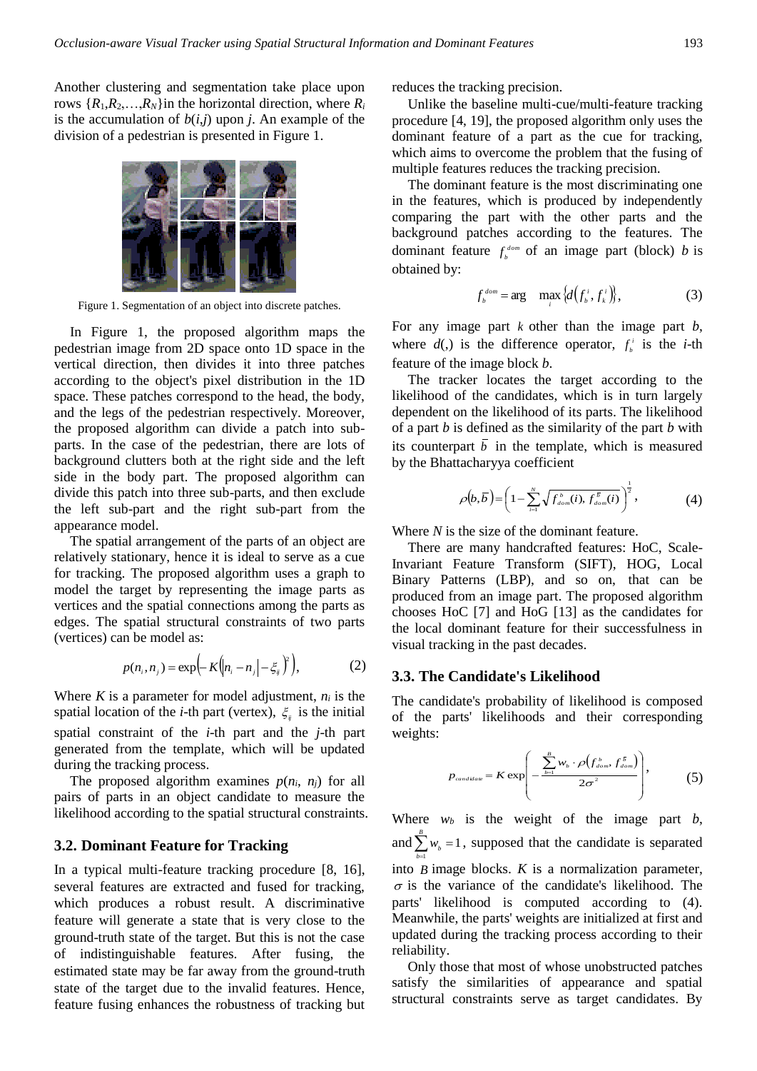Another clustering and segmentation take place upon rows $\{R_1, R_2, \ldots, R_N\}$in the horizontal direction, where $R_i$ is the accumulation of $b(i,j)$ upon $j$. An example of the division of a pedestrian is presented in Figure 1.

Figure 1. Segmentation of an object into discrete patches.

In Figure 1, the proposed algorithm maps the pedestrian image from 2D space onto 1D space in the vertical direction, then divides it into three patches according to the object's pixel distribution in the 1D space. These patches correspond to the head, the body, and the legs of the pedestrian respectively. Moreover, the proposed algorithm can divide a patch into sub-parts. In the case of the pedestrian, there are lots of background clutters both at the right side and the left side in the body part. The proposed algorithm can divide this patch into three sub-parts, and then exclude the left sub-part and the right sub-part from the appearance model.

The spatial arrangement of the parts of an object are relatively stationary, hence it is ideal to serve as a cue for tracking. The proposed algorithm uses a graph to model the target by representing the image parts as vertices and the spatial connections among the parts as edges. The spatial structural constraints of two parts (vertices) can be model as:

$$p(n_i, n_j) = \exp\left(-K\left(\left|n_i - n_j\right| - \xi_{ij}\right)^2\right), \tag{2}$$

Where $K$ is a parameter for model adjustment, $n_i$ is the spatial location of the $i$-th part (vertex), $\xi_{ij}$ is the initial spatial constraint of the $i$-th part and the $j$-th part generated from the template, which will be updated during the tracking process.

The proposed algorithm examines $p(n_i, n_j)$ for all pairs of parts in an object candidate to measure the likelihood according to the spatial structural constraints.

### 3.2. Dominant Feature for Tracking

In a typical multi-feature tracking procedure [8, 16], several features are extracted and fused for tracking, which produces a robust result. A discriminative feature will generate a state that is very close to the ground-truth state of the target. But this is not the case of indistinguishable features. After fusing, the estimated state may be far away from the ground-truth state of the target due to the invalid features. Hence, feature fusing enhances the robustness of tracking but reduces the tracking precision.

Unlike the baseline multi-cue/multi-feature tracking procedure [4, 19], the proposed algorithm only uses the dominant feature of a part as the cue for tracking, which aims to overcome the problem that the fusing of multiple features reduces the tracking precision.

The dominant feature is the most discriminating one in the features, which is produced by independently comparing the part with the other parts and the background patches according to the features. The dominant feature $f_b^{dom}$ of an image part (block) $b$ is obtained by:

$$f_b^{dom} = \arg \max_i \left\{d\left(f_b^i, f_k^i\right)\right\}, \tag{3}$$

For any image part $k$ other than the image part $b$, where $d(,)$ is the difference operator, $f_b^i$ is the $i$-th feature of the image block $b$.

The tracker locates the target according to the likelihood of the candidates, which is in turn largely dependent on the likelihood of its parts. The likelihood of a part $b$ is defined as the similarity of the part $b$ with its counterpart $\bar{b}$ in the template, which is measured by the Bhattacharyya coefficient

$$\rho(b, \bar{b}) = \left(1 - \sum_{i=1}^{N} \sqrt{f_{dom}^{b}(i), f_{dom}^{\bar{b}}(i)}\right)^{\frac{1}{2}}, \tag{4}$$

Where $N$ is the size of the dominant feature.

There are many handcrafted features: HoC, Scale-Invariant Feature Transform (SIFT), HOG, Local Binary Patterns (LBP), and so on, that can be produced from an image part. The proposed algorithm chooses HoC [7] and HoG [13] as the candidates for the local dominant feature for their successfulness in visual tracking in the past decades.

### 3.3. The Candidate's Likelihood

The candidate's probability of likelihood is composed of the parts' likelihoods and their corresponding weights:

$$p_{candidate} = K \exp\left(-\frac{\sum_{b=1}^{B} w_b \cdot \rho\left(f_{dom}^{b}, f_{dom}^{\bar{b}}\right)}{2\sigma^2}\right), \tag{5}$$

Where $w_b$ is the weight of the image part $b$, and $\sum_{b=1}^{B} w_b = 1$, supposed that the candidate is separated into $B$ image blocks. $K$ is a normalization parameter, $\sigma$ is the variance of the candidate's likelihood. The parts' likelihood is computed according to (4). Meanwhile, the parts' weights are initialized at first and updated during the tracking process according to their reliability.

Only those that most of whose unobstructed patches satisfy the similarities of appearance and spatial structural constraints serve as target candidates. By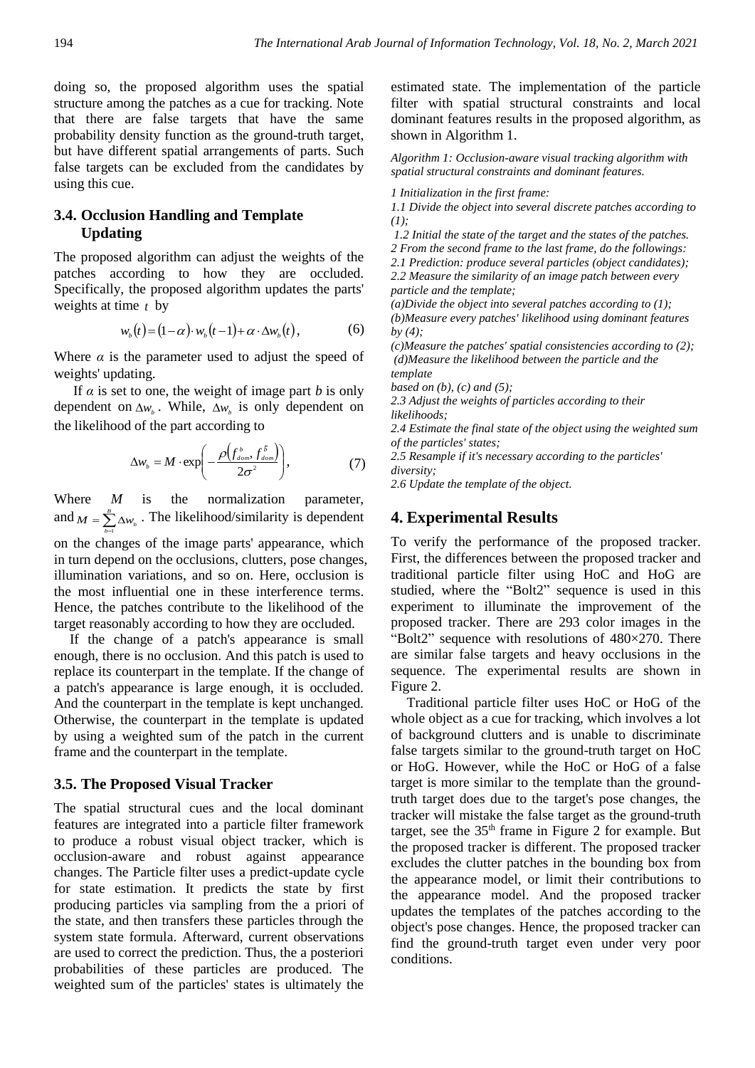doing so, the proposed algorithm uses the spatial structure among the patches as a cue for tracking. Note that there are false targets that have the same probability density function as the ground-truth target, but have different spatial arrangements of parts. Such false targets can be excluded from the candidates by using this cue.

### 3.4. Occlusion Handling and Template Updating

The proposed algorithm can adjust the weights of the patches according to how they are occluded. Specifically, the proposed algorithm updates the parts' weights at time $t$ by

$$w_b(t) = (1-\alpha)\cdot w_b(t-1) + \alpha \cdot \Delta w_b(t), \tag{6}$$

Where $\alpha$ is the parameter used to adjust the speed of weights' updating.

If $\alpha$ is set to one, the weight of image part $b$ is only dependent on $\Delta w_b$. While, $\Delta w_b$ is only dependent on the likelihood of the part according to

$$\Delta w_b = M \cdot \exp\left(-\frac{\rho\left(f_{dom}^{b}, f_{dom}^{\bar{b}}\right)}{2\sigma^2}\right), \tag{7}$$

Where $M$ is the normalization parameter, and $M = \sum_{b=1}^{B} \Delta w_b$. The likelihood/similarity is dependent on the changes of the image parts' appearance, which in turn depend on the occlusions, clutters, pose changes, illumination variations, and so on. Here, occlusion is the most influential one in these interference terms. Hence, the patches contribute to the likelihood of the target reasonably according to how they are occluded.

If the change of a patch's appearance is small enough, there is no occlusion. And this patch is used to replace its counterpart in the template. If the change of a patch's appearance is large enough, it is occluded. And the counterpart in the template is kept unchanged. Otherwise, the counterpart in the template is updated by using a weighted sum of the patch in the current frame and the counterpart in the template.

### 3.5. The Proposed Visual Tracker

The spatial structural cues and the local dominant features are integrated into a particle filter framework to produce a robust visual object tracker, which is occlusion-aware and robust against appearance changes. The Particle filter uses a predict-update cycle for state estimation. It predicts the state by first producing particles via sampling from the a priori of the state, and then transfers these particles through the system state formula. Afterward, current observations are used to correct the prediction. Thus, the a posteriori probabilities of these particles are produced. The weighted sum of the particles' states is ultimately the estimated state. The implementation of the particle filter with spatial structural constraints and local dominant features results in the proposed algorithm, as shown in Algorithm 1.

*Algorithm 1: Occlusion-aware visual tracking algorithm with spatial structural constraints and dominant features.*

*1 Initialization in the first frame:*
*1.1 Divide the object into several discrete patches according to (1);*
*1.2 Initial the state of the target and the states of the patches.*
*2 From the second frame to the last frame, do the followings:*
*2.1 Prediction: produce several particles (object candidates);*
*2.2 Measure the similarity of an image patch between every particle and the template;*
*(a)Divide the object into several patches according to (1);*
*(b)Measure every patches' likelihood using dominant features by (4);*
*(c)Measure the patches' spatial consistencies according to (2);*
*(d)Measure the likelihood between the particle and the template based on (b), (c) and (5);*
*2.3 Adjust the weights of particles according to their likelihoods;*
*2.4 Estimate the final state of the object using the weighted sum of the particles' states;*
*2.5 Resample if it's necessary according to the particles' diversity;*
*2.6 Update the template of the object.*

## 4. Experimental Results

To verify the performance of the proposed tracker. First, the differences between the proposed tracker and traditional particle filter using HoC and HoG are studied, where the "Bolt2" sequence is used in this experiment to illuminate the improvement of the proposed tracker. There are 293 color images in the "Bolt2" sequence with resolutions of 480×270. There are similar false targets and heavy occlusions in the sequence. The experimental results are shown in Figure 2.

Traditional particle filter uses HoC or HoG of the whole object as a cue for tracking, which involves a lot of background clutters and is unable to discriminate false targets similar to the ground-truth target on HoC or HoG. However, while the HoC or HoG of a false target is more similar to the template than the ground-truth target does due to the target's pose changes, the tracker will mistake the false target as the ground-truth target, see the 35th frame in Figure 2 for example. But the proposed tracker is different. The proposed tracker excludes the clutter patches in the bounding box from the appearance model, or limit their contributions to the appearance model. And the proposed tracker updates the templates of the patches according to the object's pose changes. Hence, the proposed tracker can find the ground-truth target even under very poor conditions.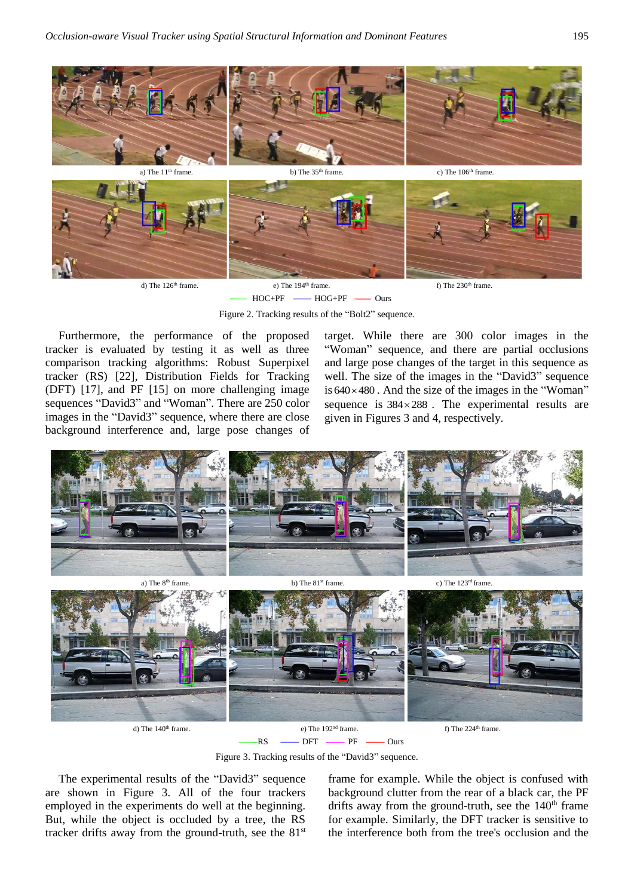a) The 11th frame. b) The 35th frame. c) The 106th frame.

d) The 126th frame. e) The 194th frame. f) The 230th frame.

HOC+PF HOG+PF Ours

Figure 2. Tracking results of the "Bolt2" sequence.

Furthermore, the performance of the proposed tracker is evaluated by testing it as well as three comparison tracking algorithms: Robust Superpixel tracker (RS) [22], Distribution Fields for Tracking (DFT) [17], and PF [15] on more challenging image sequences "David3" and "Woman". There are 250 color images in the "David3" sequence, where there are close background interference and, large pose changes of target. While there are 300 color images in the "Woman" sequence, and there are partial occlusions and large pose changes of the target in this sequence as well. The size of the images in the "David3" sequence is $640 \times 480$. And the size of the images in the "Woman" sequence is $384 \times 288$. The experimental results are given in Figures 3 and 4, respectively.

a) The 8th frame. b) The 81st frame. c) The 123rd frame.

d) The 140th frame. e) The 192nd frame. f) The 224th frame.

RS DFT PF Ours

Figure 3. Tracking results of the "David3" sequence.

The experimental results of the "David3" sequence are shown in Figure 3. All of the four trackers employed in the experiments do well at the beginning. But, while the object is occluded by a tree, the RS tracker drifts away from the ground-truth, see the 81st frame for example. While the object is confused with background clutter from the rear of a black car, the PF drifts away from the ground-truth, see the 140th frame for example. Similarly, the DFT tracker is sensitive to the interference both from the tree's occlusion and the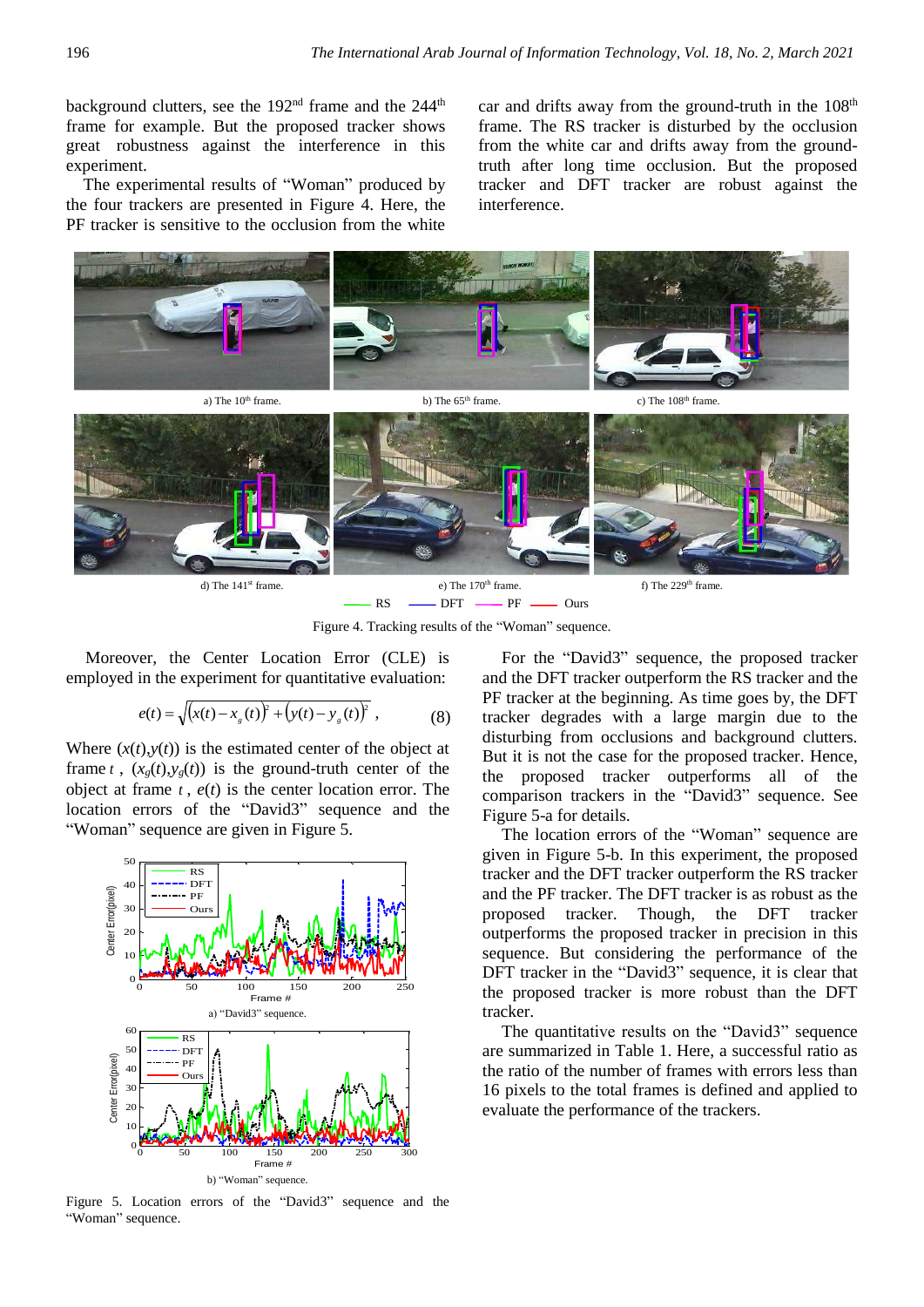background clutters, see the 192nd frame and the 244th frame for example. But the proposed tracker shows great robustness against the interference in this experiment.

The experimental results of "Woman" produced by the four trackers are presented in Figure 4. Here, the PF tracker is sensitive to the occlusion from the white car and drifts away from the ground-truth in the 108th frame. The RS tracker is disturbed by the occlusion from the white car and drifts away from the ground-truth after long time occlusion. But the proposed tracker and DFT tracker are robust against the interference.

a) The 10th frame. b) The 65th frame. c) The 108th frame.

d) The 141st frame. e) The 170th frame. f) The 229th frame.

RS DFT PF Ours

Figure 4. Tracking results of the "Woman" sequence.

Moreover, the Center Location Error (CLE) is employed in the experiment for quantitative evaluation:

$$e(t)=\sqrt{\left(x(t)-x_g(t)\right)^2+\left(y(t)-y_g(t)\right)^2}\ , \tag{8}$$

Where $(x(t),y(t))$ is the estimated center of the object at frame $t$, $(x_g(t),y_g(t))$ is the ground-truth center of the object at frame $t$, $e(t)$ is the center location error. The location errors of the "David3" sequence and the "Woman" sequence are given in Figure 5.

a) "David3" sequence.

b) "Woman" sequence.

Figure 5. Location errors of the "David3" sequence and the "Woman" sequence.

For the "David3" sequence, the proposed tracker and the DFT tracker outperform the RS tracker and the PF tracker at the beginning. As time goes by, the DFT tracker degrades with a large margin due to the disturbing from occlusions and background clutters. But it is not the case for the proposed tracker. Hence, the proposed tracker outperforms all of the comparison trackers in the "David3" sequence. See Figure 5-a for details.

The location errors of the "Woman" sequence are given in Figure 5-b. In this experiment, the proposed tracker and the DFT tracker outperform the RS tracker and the PF tracker. The DFT tracker is as robust as the proposed tracker. Though, the DFT tracker outperforms the proposed tracker in precision in this sequence. But considering the performance of the DFT tracker in the "David3" sequence, it is clear that the proposed tracker is more robust than the DFT tracker.

The quantitative results on the "David3" sequence are summarized in Table 1. Here, a successful ratio as the ratio of the number of frames with errors less than 16 pixels to the total frames is defined and applied to evaluate the performance of the trackers.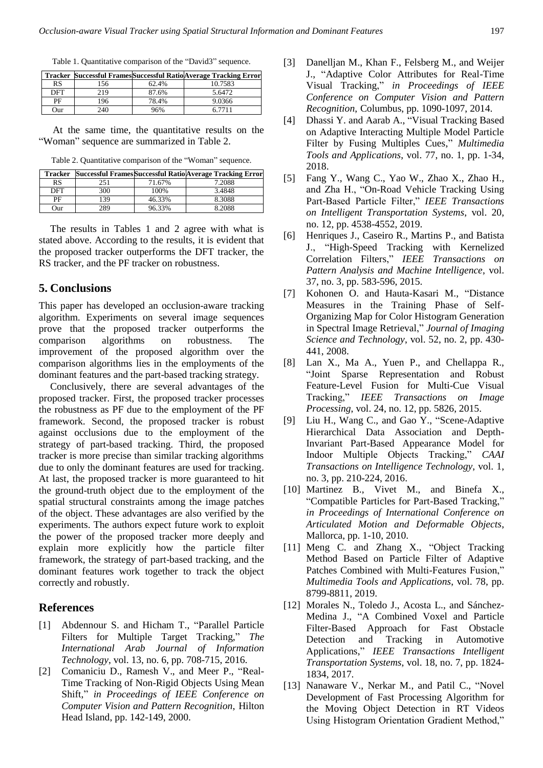Table 1. Quantitative comparison of the "David3" sequence.

| Tracker | Successful Frames | Successful Ratio | Average Tracking Error |
|---|---|---|---|
| RS | 156 | 62.4% | 10.7583 |
| DFT | 219 | 87.6% | 5.6472 |
| PF | 196 | 78.4% | 9.0366 |
| Our | 240 | 96% | 6.7711 |

At the same time, the quantitative results on the "Woman" sequence are summarized in Table 2.

Table 2. Quantitative comparison of the "Woman" sequence.

| Tracker | Successful Frames | Successful Ratio | Average Tracking Error |
|---|---|---|---|
| RS | 251 | 71.67% | 7.2088 |
| DFT | 300 | 100% | 3.4848 |
| PF | 139 | 46.33% | 8.3088 |
| Our | 289 | 96.33% | 8.2088 |

The results in Tables 1 and 2 agree with what is stated above. According to the results, it is evident that the proposed tracker outperforms the DFT tracker, the RS tracker, and the PF tracker on robustness.

## 5. Conclusions

This paper has developed an occlusion-aware tracking algorithm. Experiments on several image sequences prove that the proposed tracker outperforms the comparison algorithms on robustness. The improvement of the proposed algorithm over the comparison algorithms lies in the employments of the dominant features and the part-based tracking strategy.

Conclusively, there are several advantages of the proposed tracker. First, the proposed tracker processes the robustness as PF due to the employment of the PF framework. Second, the proposed tracker is robust against occlusions due to the employment of the strategy of part-based tracking. Third, the proposed tracker is more precise than similar tracking algorithms due to only the dominant features are used for tracking. At last, the proposed tracker is more guaranteed to hit the ground-truth object due to the employment of the spatial structural constraints among the image patches of the object. These advantages are also verified by the experiments. The authors expect future work to exploit the power of the proposed tracker more deeply and explain more explicitly how the particle filter framework, the strategy of part-based tracking, and the dominant features work together to track the object correctly and robustly.

## References

[1] Abdennour S. and Hicham T., "Parallel Particle Filters for Multiple Target Tracking," *The International Arab Journal of Information Technology*, vol. 13, no. 6, pp. 708-715, 2016.

[2] Comaniciu D., Ramesh V., and Meer P., "Real-Time Tracking of Non-Rigid Objects Using Mean Shift," *in Proceedings of IEEE Conference on Computer Vision and Pattern Recognition*, Hilton Head Island, pp. 142-149, 2000.

[3] Danelljan M., Khan F., Felsberg M., and Weijer J., "Adaptive Color Attributes for Real-Time Visual Tracking," *in Proceedings of IEEE Conference on Computer Vision and Pattern Recognition*, Columbus, pp. 1090-1097, 2014.

[4] Dhassi Y. and Aarab A., "Visual Tracking Based on Adaptive Interacting Multiple Model Particle Filter by Fusing Multiples Cues," *Multimedia Tools and Applications*, vol. 77, no. 1, pp. 1-34, 2018.

[5] Fang Y., Wang C., Yao W., Zhao X., Zhao H., and Zha H., "On-Road Vehicle Tracking Using Part-Based Particle Filter," *IEEE Transactions on Intelligent Transportation Systems*, vol. 20, no. 12, pp. 4538-4552, 2019.

[6] Henriques J., Caseiro R., Martins P., and Batista J., "High-Speed Tracking with Kernelized Correlation Filters," *IEEE Transactions on Pattern Analysis and Machine Intelligence*, vol. 37, no. 3, pp. 583-596, 2015.

[7] Kohonen O. and Hauta-Kasari M., "Distance Measures in the Training Phase of Self-Organizing Map for Color Histogram Generation in Spectral Image Retrieval," *Journal of Imaging Science and Technology*, vol. 52, no. 2, pp. 430-441, 2008.

[8] Lan X., Ma A., Yuen P., and Chellappa R., "Joint Sparse Representation and Robust Feature-Level Fusion for Multi-Cue Visual Tracking," *IEEE Transactions on Image Processing*, vol. 24, no. 12, pp. 5826, 2015.

[9] Liu H., Wang C., and Gao Y., "Scene-Adaptive Hierarchical Data Association and Depth-Invariant Part-Based Appearance Model for Indoor Multiple Objects Tracking," *CAAI Transactions on Intelligence Technology*, vol. 1, no. 3, pp. 210-224, 2016.

[10] Martinez B., Vivet M., and Binefa X., "Compatible Particles for Part-Based Tracking," *in Proceedings of International Conference on Articulated Motion and Deformable Objects*, Mallorca, pp. 1-10, 2010.

[11] Meng C. and Zhang X., "Object Tracking Method Based on Particle Filter of Adaptive Patches Combined with Multi-Features Fusion," *Multimedia Tools and Applications*, vol. 78, pp. 8799-8811, 2019.

[12] Morales N., Toledo J., Acosta L., and Sánchez-Medina J., "A Combined Voxel and Particle Filter-Based Approach for Fast Obstacle Detection and Tracking in Automotive Applications," *IEEE Transactions Intelligent Transportation Systems*, vol. 18, no. 7, pp. 1824-1834, 2017.

[13] Nanaware V., Nerkar M., and Patil C., "Novel Development of Fast Processing Algorithm for the Moving Object Detection in RT Videos Using Histogram Orientation Gradient Method,"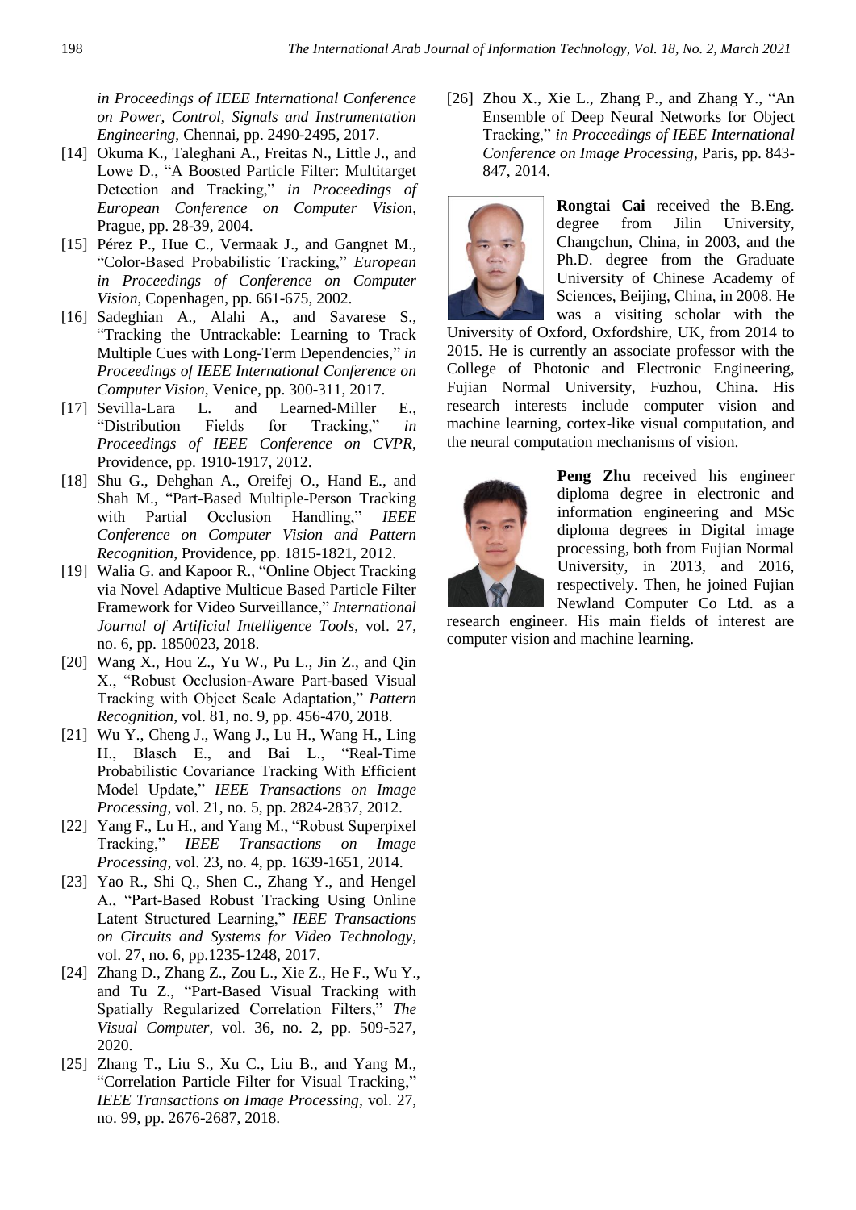*in Proceedings of IEEE International Conference on Power, Control, Signals and Instrumentation Engineering*, Chennai, pp. 2490-2495, 2017.

[14] Okuma K., Taleghani A., Freitas N., Little J., and Lowe D., "A Boosted Particle Filter: Multitarget Detection and Tracking," *in Proceedings of European Conference on Computer Vision*, Prague, pp. 28-39, 2004.

[15] Pérez P., Hue C., Vermaak J., and Gangnet M., "Color-Based Probabilistic Tracking," *European in Proceedings of Conference on Computer Vision*, Copenhagen, pp. 661-675, 2002.

[16] Sadeghian A., Alahi A., and Savarese S., "Tracking the Untrackable: Learning to Track Multiple Cues with Long-Term Dependencies," *in Proceedings of IEEE International Conference on Computer Vision*, Venice, pp. 300-311, 2017.

[17] Sevilla-Lara L. and Learned-Miller E., "Distribution Fields for Tracking," *in Proceedings of IEEE Conference on CVPR*, Providence, pp. 1910-1917, 2012.

[18] Shu G., Dehghan A., Oreifej O., Hand E., and Shah M., "Part-Based Multiple-Person Tracking with Partial Occlusion Handling," *IEEE Conference on Computer Vision and Pattern Recognition*, Providence, pp. 1815-1821, 2012.

[19] Walia G. and Kapoor R., "Online Object Tracking via Novel Adaptive Multicue Based Particle Filter Framework for Video Surveillance," *International Journal of Artificial Intelligence Tools*, vol. 27, no. 6, pp. 1850023, 2018.

[20] Wang X., Hou Z., Yu W., Pu L., Jin Z., and Qin X., "Robust Occlusion-Aware Part-based Visual Tracking with Object Scale Adaptation," *Pattern Recognition*, vol. 81, no. 9, pp. 456-470, 2018.

[21] Wu Y., Cheng J., Wang J., Lu H., Wang H., Ling H., Blasch E., and Bai L., "Real-Time Probabilistic Covariance Tracking With Efficient Model Update," *IEEE Transactions on Image Processing*, vol. 21, no. 5, pp. 2824-2837, 2012.

[22] Yang F., Lu H., and Yang M., "Robust Superpixel Tracking," *IEEE Transactions on Image Processing*, vol. 23, no. 4, pp. 1639-1651, 2014.

[23] Yao R., Shi Q., Shen C., Zhang Y., and Hengel A., "Part-Based Robust Tracking Using Online Latent Structured Learning," *IEEE Transactions on Circuits and Systems for Video Technology*, vol. 27, no. 6, pp.1235-1248, 2017.

[24] Zhang D., Zhang Z., Zou L., Xie Z., He F., Wu Y., and Tu Z., "Part-Based Visual Tracking with Spatially Regularized Correlation Filters," *The Visual Computer*, vol. 36, no. 2, pp. 509-527, 2020.

[25] Zhang T., Liu S., Xu C., Liu B., and Yang M., "Correlation Particle Filter for Visual Tracking," *IEEE Transactions on Image Processing*, vol. 27, no. 99, pp. 2676-2687, 2018.

[26] Zhou X., Xie L., Zhang P., and Zhang Y., "An Ensemble of Deep Neural Networks for Object Tracking," *in Proceedings of IEEE International Conference on Image Processing*, Paris, pp. 843-847, 2014.

**Rongtai Cai** received the B.Eng. degree from Jilin University, Changchun, China, in 2003, and the Ph.D. degree from the Graduate University of Chinese Academy of Sciences, Beijing, China, in 2008. He was a visiting scholar with the University of Oxford, Oxfordshire, UK, from 2014 to 2015. He is currently an associate professor with the College of Photonic and Electronic Engineering, Fujian Normal University, Fuzhou, China. His research interests include computer vision and machine learning, cortex-like visual computation, and the neural computation mechanisms of vision.

**Peng Zhu** received his engineer diploma degree in electronic and information engineering and MSc diploma degrees in Digital image processing, both from Fujian Normal University, in 2013, and 2016, respectively. Then, he joined Fujian Newland Computer Co Ltd. as a research engineer. His main fields of interest are computer vision and machine learning.